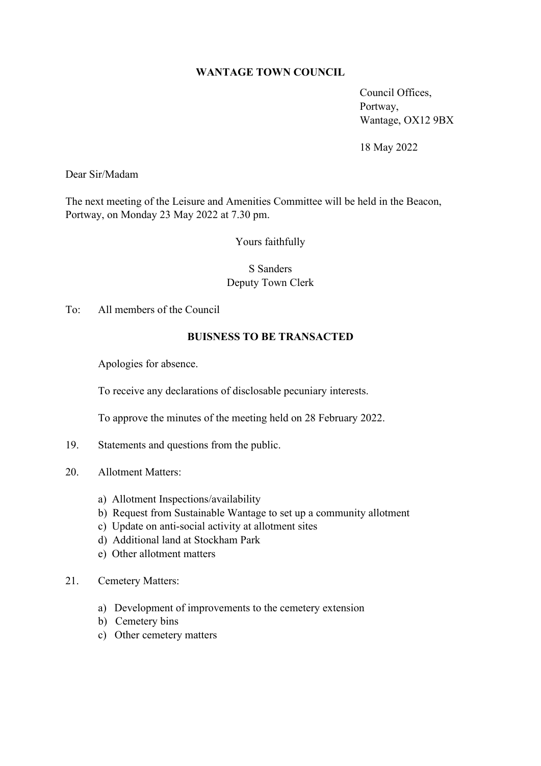# WANTAGE TOWN COUNCIL

Council Offices,
Portway,
Wantage, OX12 9BX

18 May 2022

Dear Sir/Madam

The next meeting of the Leisure and Amenities Committee will be held in the Beacon, Portway, on Monday 23 May 2022 at 7.30 pm.

Yours faithfully

S Sanders
Deputy Town Clerk

To: All members of the Council

## BUISNESS TO BE TRANSACTED

Apologies for absence.

To receive any declarations of disclosable pecuniary interests.

To approve the minutes of the meeting held on 28 February 2022.

19. Statements and questions from the public.

20. Allotment Matters:

    a) Allotment Inspections/availability
    b) Request from Sustainable Wantage to set up a community allotment
    c) Update on anti-social activity at allotment sites
    d) Additional land at Stockham Park
    e) Other allotment matters

21. Cemetery Matters:

    a) Development of improvements to the cemetery extension
    b) Cemetery bins
    c) Other cemetery matters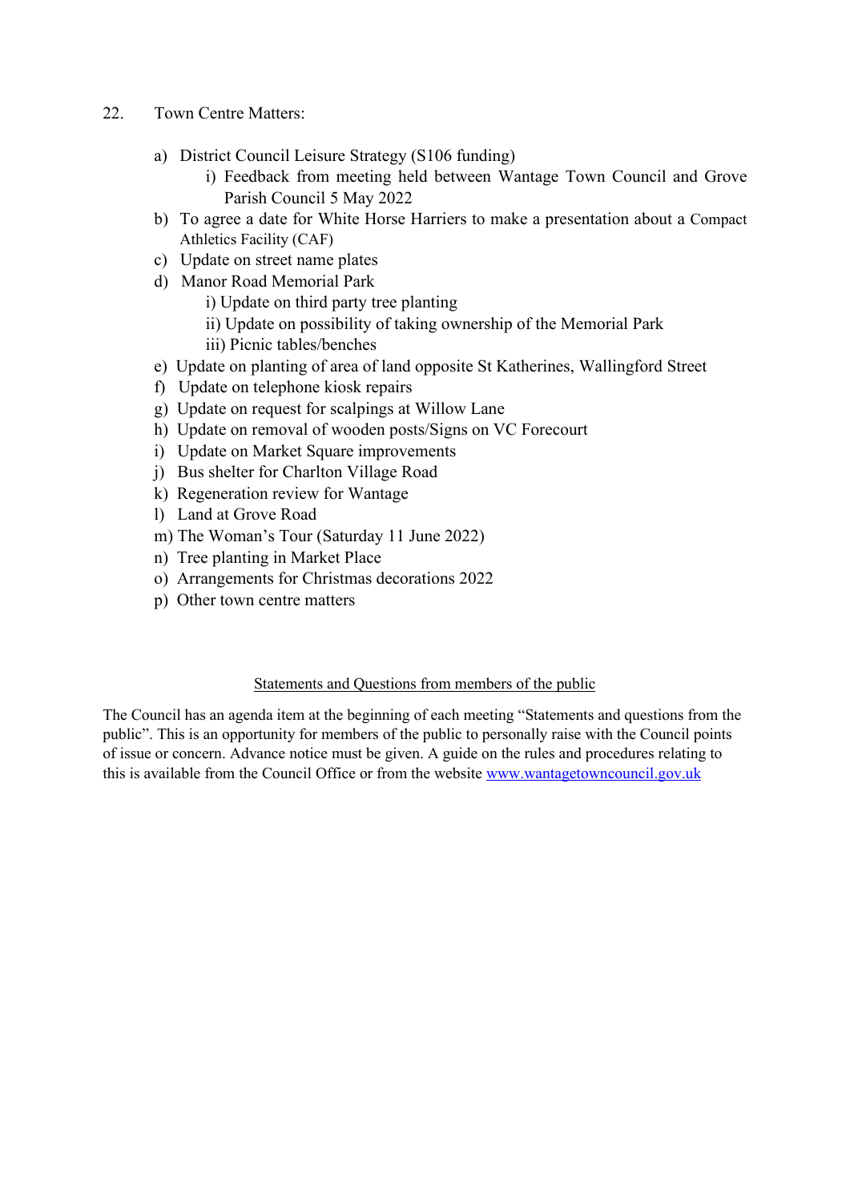22. Town Centre Matters:

   a) District Council Leisure Strategy (S106 funding)
      i) Feedback from meeting held between Wantage Town Council and Grove Parish Council 5 May 2022
   b) To agree a date for White Horse Harriers to make a presentation about a Compact Athletics Facility (CAF)
   c) Update on street name plates
   d) Manor Road Memorial Park
      i) Update on third party tree planting
      ii) Update on possibility of taking ownership of the Memorial Park
      iii) Picnic tables/benches
   e) Update on planting of area of land opposite St Katherines, Wallingford Street
   f) Update on telephone kiosk repairs
   g) Update on request for scalpings at Willow Lane
   h) Update on removal of wooden posts/Signs on VC Forecourt
   i) Update on Market Square improvements
   j) Bus shelter for Charlton Village Road
   k) Regeneration review for Wantage
   l) Land at Grove Road
   m) The Woman's Tour (Saturday 11 June 2022)
   n) Tree planting in Market Place
   o) Arrangements for Christmas decorations 2022
   p) Other town centre matters

<u>Statements and Questions from members of the public</u>

The Council has an agenda item at the beginning of each meeting "Statements and questions from the public". This is an opportunity for members of the public to personally raise with the Council points of issue or concern. Advance notice must be given. A guide on the rules and procedures relating to this is available from the Council Office or from the website [www.wantagetowncouncil.gov.uk](http://www.wantagetowncouncil.gov.uk)